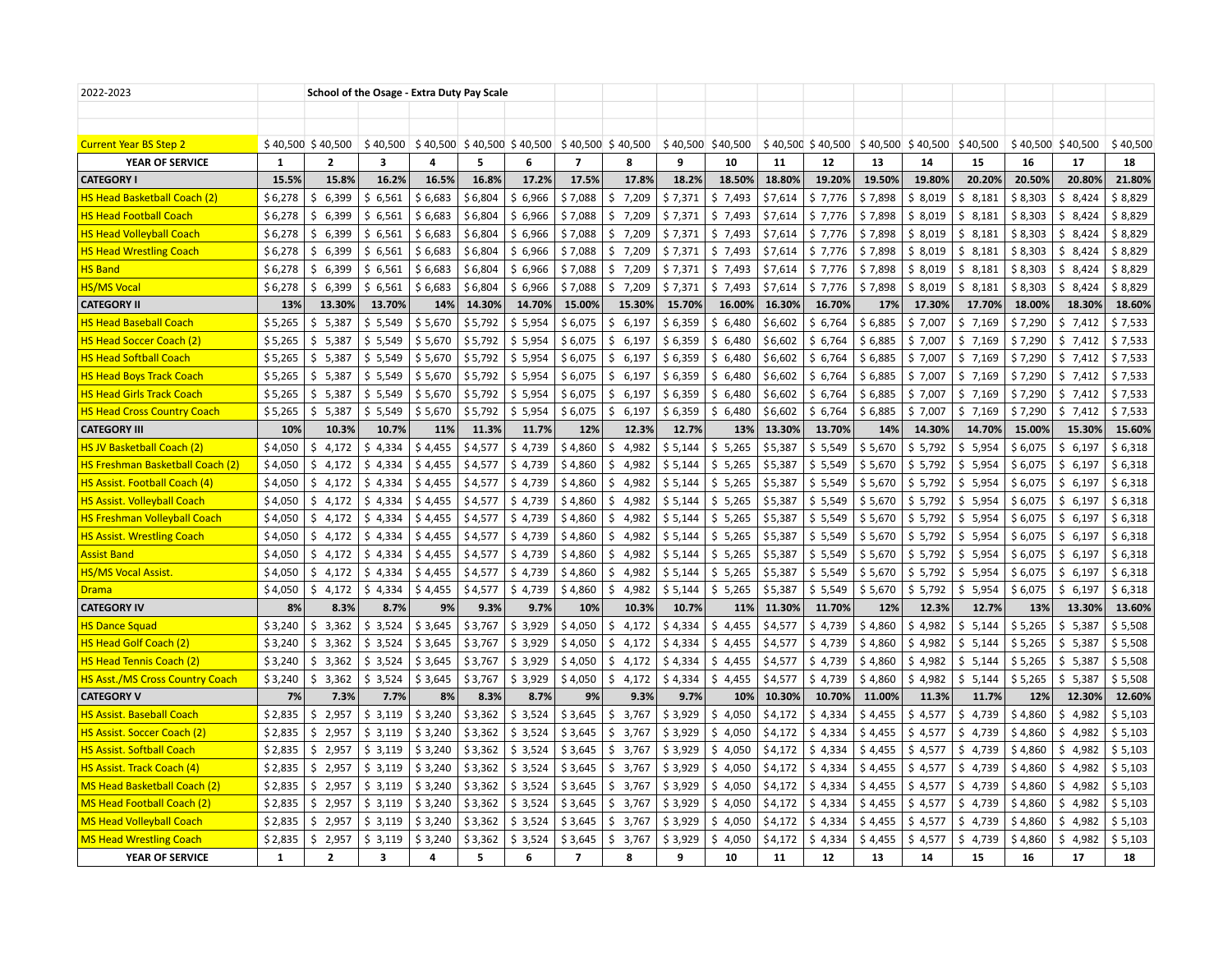| 2022-2023 | School of the Osage - Extra Duty Pay Scale | | | | | | | | | | | | | | | | | |
|---|---|---|---|---|---|---|---|---|---|---|---|---|---|---|---|---|---|---|
| | | | | | | | | | | | | | | | | | | |
| | | | | | | | | | | | | | | | | | | |
| Current Year BS Step 2 | $ 40,500 | $ 40,500 | $ 40,500 | $ 40,500 | $ 40,500 | $ 40,500 | $ 40,500 | $ 40,500 | $ 40,500 | $ 40,500 | $ 40,500 | $ 40,500 | $ 40,500 | $ 40,500 | $ 40,500 | $ 40,500 | $ 40,500 | $ 40,500 |
| **YEAR OF SERVICE** | **1** | **2** | **3** | **4** | **5** | **6** | **7** | **8** | **9** | **10** | **11** | **12** | **13** | **14** | **15** | **16** | **17** | **18** |
| **CATEGORY I** | **15.5%** | **15.8%** | **16.2%** | **16.5%** | **16.8%** | **17.2%** | **17.5%** | **17.8%** | **18.2%** | **18.50%** | **18.80%** | **19.20%** | **19.50%** | **19.80%** | **20.20%** | **20.50%** | **20.80%** | **21.80%** |
| HS Head Basketball Coach (2) | $ 6,278 | $ 6,399 | $ 6,561 | $ 6,683 | $ 6,804 | $ 6,966 | $ 7,088 | $ 7,209 | $ 7,371 | $ 7,493 | $ 7,614 | $ 7,776 | $ 7,898 | $ 8,019 | $ 8,181 | $ 8,303 | $ 8,424 | $ 8,829 |
| HS Head Football Coach | $ 6,278 | $ 6,399 | $ 6,561 | $ 6,683 | $ 6,804 | $ 6,966 | $ 7,088 | $ 7,209 | $ 7,371 | $ 7,493 | $ 7,614 | $ 7,776 | $ 7,898 | $ 8,019 | $ 8,181 | $ 8,303 | $ 8,424 | $ 8,829 |
| HS Head Volleyball Coach | $ 6,278 | $ 6,399 | $ 6,561 | $ 6,683 | $ 6,804 | $ 6,966 | $ 7,088 | $ 7,209 | $ 7,371 | $ 7,493 | $ 7,614 | $ 7,776 | $ 7,898 | $ 8,019 | $ 8,181 | $ 8,303 | $ 8,424 | $ 8,829 |
| HS Head Wrestling Coach | $ 6,278 | $ 6,399 | $ 6,561 | $ 6,683 | $ 6,804 | $ 6,966 | $ 7,088 | $ 7,209 | $ 7,371 | $ 7,493 | $ 7,614 | $ 7,776 | $ 7,898 | $ 8,019 | $ 8,181 | $ 8,303 | $ 8,424 | $ 8,829 |
| HS Band | $ 6,278 | $ 6,399 | $ 6,561 | $ 6,683 | $ 6,804 | $ 6,966 | $ 7,088 | $ 7,209 | $ 7,371 | $ 7,493 | $ 7,614 | $ 7,776 | $ 7,898 | $ 8,019 | $ 8,181 | $ 8,303 | $ 8,424 | $ 8,829 |
| HS/MS Vocal | $ 6,278 | $ 6,399 | $ 6,561 | $ 6,683 | $ 6,804 | $ 6,966 | $ 7,088 | $ 7,209 | $ 7,371 | $ 7,493 | $ 7,614 | $ 7,776 | $ 7,898 | $ 8,019 | $ 8,181 | $ 8,303 | $ 8,424 | $ 8,829 |
| **CATEGORY II** | **13%** | **13.30%** | **13.70%** | **14%** | **14.30%** | **14.70%** | **15.00%** | **15.30%** | **15.70%** | **16.00%** | **16.30%** | **16.70%** | **17%** | **17.30%** | **17.70%** | **18.00%** | **18.30%** | **18.60%** |
| HS Head Baseball Coach | $ 5,265 | $ 5,387 | $ 5,549 | $ 5,670 | $ 5,792 | $ 5,954 | $ 6,075 | $ 6,197 | $ 6,359 | $ 6,480 | $ 6,602 | $ 6,764 | $ 6,885 | $ 7,007 | $ 7,169 | $ 7,290 | $ 7,412 | $ 7,533 |
| HS Head Soccer Coach (2) | $ 5,265 | $ 5,387 | $ 5,549 | $ 5,670 | $ 5,792 | $ 5,954 | $ 6,075 | $ 6,197 | $ 6,359 | $ 6,480 | $ 6,602 | $ 6,764 | $ 6,885 | $ 7,007 | $ 7,169 | $ 7,290 | $ 7,412 | $ 7,533 |
| HS Head Softball Coach | $ 5,265 | $ 5,387 | $ 5,549 | $ 5,670 | $ 5,792 | $ 5,954 | $ 6,075 | $ 6,197 | $ 6,359 | $ 6,480 | $ 6,602 | $ 6,764 | $ 6,885 | $ 7,007 | $ 7,169 | $ 7,290 | $ 7,412 | $ 7,533 |
| HS Head Boys Track Coach | $ 5,265 | $ 5,387 | $ 5,549 | $ 5,670 | $ 5,792 | $ 5,954 | $ 6,075 | $ 6,197 | $ 6,359 | $ 6,480 | $ 6,602 | $ 6,764 | $ 6,885 | $ 7,007 | $ 7,169 | $ 7,290 | $ 7,412 | $ 7,533 |
| HS Head Girls Track Coach | $ 5,265 | $ 5,387 | $ 5,549 | $ 5,670 | $ 5,792 | $ 5,954 | $ 6,075 | $ 6,197 | $ 6,359 | $ 6,480 | $ 6,602 | $ 6,764 | $ 6,885 | $ 7,007 | $ 7,169 | $ 7,290 | $ 7,412 | $ 7,533 |
| HS Head Cross Country Coach | $ 5,265 | $ 5,387 | $ 5,549 | $ 5,670 | $ 5,792 | $ 5,954 | $ 6,075 | $ 6,197 | $ 6,359 | $ 6,480 | $ 6,602 | $ 6,764 | $ 6,885 | $ 7,007 | $ 7,169 | $ 7,290 | $ 7,412 | $ 7,533 |
| **CATEGORY III** | **10%** | **10.3%** | **10.7%** | **11%** | **11.3%** | **11.7%** | **12%** | **12.3%** | **12.7%** | **13%** | **13.30%** | **13.70%** | **14%** | **14.30%** | **14.70%** | **15.00%** | **15.30%** | **15.60%** |
| HS JV Basketball Coach (2) | $ 4,050 | $ 4,172 | $ 4,334 | $ 4,455 | $ 4,577 | $ 4,739 | $ 4,860 | $ 4,982 | $ 5,144 | $ 5,265 | $ 5,387 | $ 5,549 | $ 5,670 | $ 5,792 | $ 5,954 | $ 6,075 | $ 6,197 | $ 6,318 |
| HS Freshman Basketball Coach (2) | $ 4,050 | $ 4,172 | $ 4,334 | $ 4,455 | $ 4,577 | $ 4,739 | $ 4,860 | $ 4,982 | $ 5,144 | $ 5,265 | $ 5,387 | $ 5,549 | $ 5,670 | $ 5,792 | $ 5,954 | $ 6,075 | $ 6,197 | $ 6,318 |
| HS Assist. Football Coach (4) | $ 4,050 | $ 4,172 | $ 4,334 | $ 4,455 | $ 4,577 | $ 4,739 | $ 4,860 | $ 4,982 | $ 5,144 | $ 5,265 | $ 5,387 | $ 5,549 | $ 5,670 | $ 5,792 | $ 5,954 | $ 6,075 | $ 6,197 | $ 6,318 |
| HS Assist. Volleyball Coach | $ 4,050 | $ 4,172 | $ 4,334 | $ 4,455 | $ 4,577 | $ 4,739 | $ 4,860 | $ 4,982 | $ 5,144 | $ 5,265 | $ 5,387 | $ 5,549 | $ 5,670 | $ 5,792 | $ 5,954 | $ 6,075 | $ 6,197 | $ 6,318 |
| HS Freshman Volleyball Coach | $ 4,050 | $ 4,172 | $ 4,334 | $ 4,455 | $ 4,577 | $ 4,739 | $ 4,860 | $ 4,982 | $ 5,144 | $ 5,265 | $ 5,387 | $ 5,549 | $ 5,670 | $ 5,792 | $ 5,954 | $ 6,075 | $ 6,197 | $ 6,318 |
| HS Assist. Wrestling Coach | $ 4,050 | $ 4,172 | $ 4,334 | $ 4,455 | $ 4,577 | $ 4,739 | $ 4,860 | $ 4,982 | $ 5,144 | $ 5,265 | $ 5,387 | $ 5,549 | $ 5,670 | $ 5,792 | $ 5,954 | $ 6,075 | $ 6,197 | $ 6,318 |
| Assist Band | $ 4,050 | $ 4,172 | $ 4,334 | $ 4,455 | $ 4,577 | $ 4,739 | $ 4,860 | $ 4,982 | $ 5,144 | $ 5,265 | $ 5,387 | $ 5,549 | $ 5,670 | $ 5,792 | $ 5,954 | $ 6,075 | $ 6,197 | $ 6,318 |
| HS/MS Vocal Assist. | $ 4,050 | $ 4,172 | $ 4,334 | $ 4,455 | $ 4,577 | $ 4,739 | $ 4,860 | $ 4,982 | $ 5,144 | $ 5,265 | $ 5,387 | $ 5,549 | $ 5,670 | $ 5,792 | $ 5,954 | $ 6,075 | $ 6,197 | $ 6,318 |
| Drama | $ 4,050 | $ 4,172 | $ 4,334 | $ 4,455 | $ 4,577 | $ 4,739 | $ 4,860 | $ 4,982 | $ 5,144 | $ 5,265 | $ 5,387 | $ 5,549 | $ 5,670 | $ 5,792 | $ 5,954 | $ 6,075 | $ 6,197 | $ 6,318 |
| **CATEGORY IV** | **8%** | **8.3%** | **8.7%** | **9%** | **9.3%** | **9.7%** | **10%** | **10.3%** | **10.7%** | **11%** | **11.30%** | **11.70%** | **12%** | **12.3%** | **12.7%** | **13%** | **13.30%** | **13.60%** |
| HS Dance Squad | $ 3,240 | $ 3,362 | $ 3,524 | $ 3,645 | $ 3,767 | $ 3,929 | $ 4,050 | $ 4,172 | $ 4,334 | $ 4,455 | $ 4,577 | $ 4,739 | $ 4,860 | $ 4,982 | $ 5,144 | $ 5,265 | $ 5,387 | $ 5,508 |
| HS Head Golf Coach (2) | $ 3,240 | $ 3,362 | $ 3,524 | $ 3,645 | $ 3,767 | $ 3,929 | $ 4,050 | $ 4,172 | $ 4,334 | $ 4,455 | $ 4,577 | $ 4,739 | $ 4,860 | $ 4,982 | $ 5,144 | $ 5,265 | $ 5,387 | $ 5,508 |
| HS Head Tennis Coach (2) | $ 3,240 | $ 3,362 | $ 3,524 | $ 3,645 | $ 3,767 | $ 3,929 | $ 4,050 | $ 4,172 | $ 4,334 | $ 4,455 | $ 4,577 | $ 4,739 | $ 4,860 | $ 4,982 | $ 5,144 | $ 5,265 | $ 5,387 | $ 5,508 |
| HS Asst./MS Cross Country Coach | $ 3,240 | $ 3,362 | $ 3,524 | $ 3,645 | $ 3,767 | $ 3,929 | $ 4,050 | $ 4,172 | $ 4,334 | $ 4,455 | $ 4,577 | $ 4,739 | $ 4,860 | $ 4,982 | $ 5,144 | $ 5,265 | $ 5,387 | $ 5,508 |
| **CATEGORY V** | **7%** | **7.3%** | **7.7%** | **8%** | **8.3%** | **8.7%** | **9%** | **9.3%** | **9.7%** | **10%** | **10.30%** | **10.70%** | **11.00%** | **11.3%** | **11.7%** | **12%** | **12.30%** | **12.60%** |
| HS Assist. Baseball Coach | $ 2,835 | $ 2,957 | $ 3,119 | $ 3,240 | $ 3,362 | $ 3,524 | $ 3,645 | $ 3,767 | $ 3,929 | $ 4,050 | $ 4,172 | $ 4,334 | $ 4,455 | $ 4,577 | $ 4,739 | $ 4,860 | $ 4,982 | $ 5,103 |
| HS Assist. Soccer Coach (2) | $ 2,835 | $ 2,957 | $ 3,119 | $ 3,240 | $ 3,362 | $ 3,524 | $ 3,645 | $ 3,767 | $ 3,929 | $ 4,050 | $ 4,172 | $ 4,334 | $ 4,455 | $ 4,577 | $ 4,739 | $ 4,860 | $ 4,982 | $ 5,103 |
| HS Assist. Softball Coach | $ 2,835 | $ 2,957 | $ 3,119 | $ 3,240 | $ 3,362 | $ 3,524 | $ 3,645 | $ 3,767 | $ 3,929 | $ 4,050 | $ 4,172 | $ 4,334 | $ 4,455 | $ 4,577 | $ 4,739 | $ 4,860 | $ 4,982 | $ 5,103 |
| HS Assist. Track Coach (4) | $ 2,835 | $ 2,957 | $ 3,119 | $ 3,240 | $ 3,362 | $ 3,524 | $ 3,645 | $ 3,767 | $ 3,929 | $ 4,050 | $ 4,172 | $ 4,334 | $ 4,455 | $ 4,577 | $ 4,739 | $ 4,860 | $ 4,982 | $ 5,103 |
| MS Head Basketball Coach (2) | $ 2,835 | $ 2,957 | $ 3,119 | $ 3,240 | $ 3,362 | $ 3,524 | $ 3,645 | $ 3,767 | $ 3,929 | $ 4,050 | $ 4,172 | $ 4,334 | $ 4,455 | $ 4,577 | $ 4,739 | $ 4,860 | $ 4,982 | $ 5,103 |
| MS Head Football Coach (2) | $ 2,835 | $ 2,957 | $ 3,119 | $ 3,240 | $ 3,362 | $ 3,524 | $ 3,645 | $ 3,767 | $ 3,929 | $ 4,050 | $ 4,172 | $ 4,334 | $ 4,455 | $ 4,577 | $ 4,739 | $ 4,860 | $ 4,982 | $ 5,103 |
| MS Head Volleyball Coach | $ 2,835 | $ 2,957 | $ 3,119 | $ 3,240 | $ 3,362 | $ 3,524 | $ 3,645 | $ 3,767 | $ 3,929 | $ 4,050 | $ 4,172 | $ 4,334 | $ 4,455 | $ 4,577 | $ 4,739 | $ 4,860 | $ 4,982 | $ 5,103 |
| MS Head Wrestling Coach | $ 2,835 | $ 2,957 | $ 3,119 | $ 3,240 | $ 3,362 | $ 3,524 | $ 3,645 | $ 3,767 | $ 3,929 | $ 4,050 | $ 4,172 | $ 4,334 | $ 4,455 | $ 4,577 | $ 4,739 | $ 4,860 | $ 4,982 | $ 5,103 |
| **YEAR OF SERVICE** | **1** | **2** | **3** | **4** | **5** | **6** | **7** | **8** | **9** | **10** | **11** | **12** | **13** | **14** | **15** | **16** | **17** | **18** |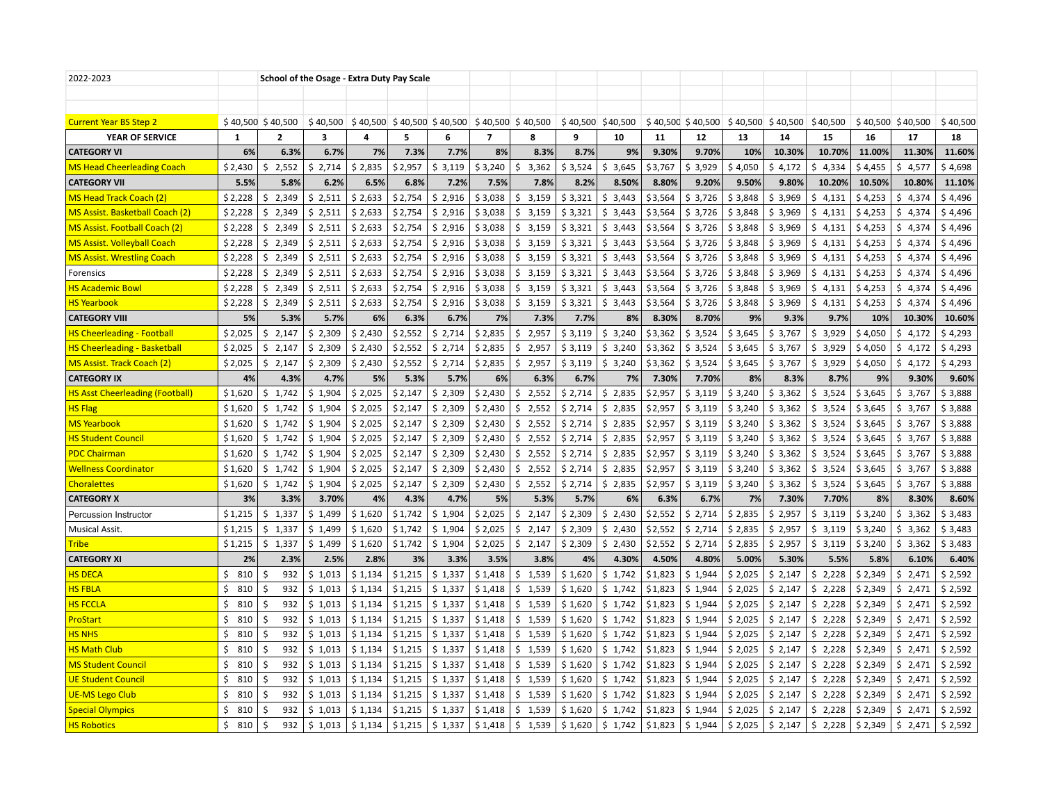| 2022-2023 | School of the Osage - Extra Duty Pay Scale | | | | | | | | | | | | | | | | | |
|---|---|---|---|---|---|---|---|---|---|---|---|---|---|---|---|---|---|---|
| | | | | | | | | | | | | | | | | | | |
| | | | | | | | | | | | | | | | | | | |
| Current Year BS Step 2 | $ 40,500 | $ 40,500 | $ 40,500 | $ 40,500 | $ 40,500 | $ 40,500 | $ 40,500 | $ 40,500 | $ 40,500 | $40,500 | $ 40,500 | $ 40,500 | $ 40,500 | $ 40,500 | $ 40,500 | $ 40,500 | $ 40,500 | $ 40,500 |
| **YEAR OF SERVICE** | **1** | **2** | **3** | **4** | **5** | **6** | **7** | **8** | **9** | **10** | **11** | **12** | **13** | **14** | **15** | **16** | **17** | **18** |
| **CATEGORY VI** | **6%** | **6.3%** | **6.7%** | **7%** | **7.3%** | **7.7%** | **8%** | **8.3%** | **8.7%** | **9%** | **9.30%** | **9.70%** | **10%** | **10.30%** | **10.70%** | **11.00%** | **11.30%** | **11.60%** |
| MS Head Cheerleading Coach | $ 2,430 | $ 2,552 | $ 2,714 | $ 2,835 | $ 2,957 | $ 3,119 | $ 3,240 | $ 3,362 | $ 3,524 | $ 3,645 | $ 3,767 | $ 3,929 | $ 4,050 | $ 4,172 | $ 4,334 | $ 4,455 | $ 4,577 | $ 4,698 |
| **CATEGORY VII** | **5.5%** | **5.8%** | **6.2%** | **6.5%** | **6.8%** | **7.2%** | **7.5%** | **7.8%** | **8.2%** | **8.50%** | **8.80%** | **9.20%** | **9.50%** | **9.80%** | **10.20%** | **10.50%** | **10.80%** | **11.10%** |
| MS Head Track Coach (2) | $ 2,228 | $ 2,349 | $ 2,511 | $ 2,633 | $ 2,754 | $ 2,916 | $ 3,038 | $ 3,159 | $ 3,321 | $ 3,443 | $ 3,564 | $ 3,726 | $ 3,848 | $ 3,969 | $ 4,131 | $ 4,253 | $ 4,374 | $ 4,496 |
| MS Assist. Basketball Coach (2) | $ 2,228 | $ 2,349 | $ 2,511 | $ 2,633 | $ 2,754 | $ 2,916 | $ 3,038 | $ 3,159 | $ 3,321 | $ 3,443 | $ 3,564 | $ 3,726 | $ 3,848 | $ 3,969 | $ 4,131 | $ 4,253 | $ 4,374 | $ 4,496 |
| MS Assist. Football Coach (2) | $ 2,228 | $ 2,349 | $ 2,511 | $ 2,633 | $ 2,754 | $ 2,916 | $ 3,038 | $ 3,159 | $ 3,321 | $ 3,443 | $ 3,564 | $ 3,726 | $ 3,848 | $ 3,969 | $ 4,131 | $ 4,253 | $ 4,374 | $ 4,496 |
| MS Assist. Volleyball Coach | $ 2,228 | $ 2,349 | $ 2,511 | $ 2,633 | $ 2,754 | $ 2,916 | $ 3,038 | $ 3,159 | $ 3,321 | $ 3,443 | $ 3,564 | $ 3,726 | $ 3,848 | $ 3,969 | $ 4,131 | $ 4,253 | $ 4,374 | $ 4,496 |
| MS Assist. Wrestling Coach | $ 2,228 | $ 2,349 | $ 2,511 | $ 2,633 | $ 2,754 | $ 2,916 | $ 3,038 | $ 3,159 | $ 3,321 | $ 3,443 | $ 3,564 | $ 3,726 | $ 3,848 | $ 3,969 | $ 4,131 | $ 4,253 | $ 4,374 | $ 4,496 |
| Forensics | $ 2,228 | $ 2,349 | $ 2,511 | $ 2,633 | $ 2,754 | $ 2,916 | $ 3,038 | $ 3,159 | $ 3,321 | $ 3,443 | $ 3,564 | $ 3,726 | $ 3,848 | $ 3,969 | $ 4,131 | $ 4,253 | $ 4,374 | $ 4,496 |
| HS Academic Bowl | $ 2,228 | $ 2,349 | $ 2,511 | $ 2,633 | $ 2,754 | $ 2,916 | $ 3,038 | $ 3,159 | $ 3,321 | $ 3,443 | $ 3,564 | $ 3,726 | $ 3,848 | $ 3,969 | $ 4,131 | $ 4,253 | $ 4,374 | $ 4,496 |
| HS Yearbook | $ 2,228 | $ 2,349 | $ 2,511 | $ 2,633 | $ 2,754 | $ 2,916 | $ 3,038 | $ 3,159 | $ 3,321 | $ 3,443 | $ 3,564 | $ 3,726 | $ 3,848 | $ 3,969 | $ 4,131 | $ 4,253 | $ 4,374 | $ 4,496 |
| **CATEGORY VIII** | **5%** | **5.3%** | **5.7%** | **6%** | **6.3%** | **6.7%** | **7%** | **7.3%** | **7.7%** | **8%** | **8.30%** | **8.70%** | **9%** | **9.3%** | **9.7%** | **10%** | **10.30%** | **10.60%** |
| HS Cheerleading - Football | $ 2,025 | $ 2,147 | $ 2,309 | $ 2,430 | $ 2,552 | $ 2,714 | $ 2,835 | $ 2,957 | $ 3,119 | $ 3,240 | $ 3,362 | $ 3,524 | $ 3,645 | $ 3,767 | $ 3,929 | $ 4,050 | $ 4,172 | $ 4,293 |
| HS Cheerleading - Basketball | $ 2,025 | $ 2,147 | $ 2,309 | $ 2,430 | $ 2,552 | $ 2,714 | $ 2,835 | $ 2,957 | $ 3,119 | $ 3,240 | $ 3,362 | $ 3,524 | $ 3,645 | $ 3,767 | $ 3,929 | $ 4,050 | $ 4,172 | $ 4,293 |
| MS Assist. Track Coach (2) | $ 2,025 | $ 2,147 | $ 2,309 | $ 2,430 | $ 2,552 | $ 2,714 | $ 2,835 | $ 2,957 | $ 3,119 | $ 3,240 | $ 3,362 | $ 3,524 | $ 3,645 | $ 3,767 | $ 3,929 | $ 4,050 | $ 4,172 | $ 4,293 |
| **CATEGORY IX** | **4%** | **4.3%** | **4.7%** | **5%** | **5.3%** | **5.7%** | **6%** | **6.3%** | **6.7%** | **7%** | **7.30%** | **7.70%** | **8%** | **8.3%** | **8.7%** | **9%** | **9.30%** | **9.60%** |
| HS Asst Cheerleading (Football) | $ 1,620 | $ 1,742 | $ 1,904 | $ 2,025 | $ 2,147 | $ 2,309 | $ 2,430 | $ 2,552 | $ 2,714 | $ 2,835 | $ 2,957 | $ 3,119 | $ 3,240 | $ 3,362 | $ 3,524 | $ 3,645 | $ 3,767 | $ 3,888 |
| HS Flag | $ 1,620 | $ 1,742 | $ 1,904 | $ 2,025 | $ 2,147 | $ 2,309 | $ 2,430 | $ 2,552 | $ 2,714 | $ 2,835 | $ 2,957 | $ 3,119 | $ 3,240 | $ 3,362 | $ 3,524 | $ 3,645 | $ 3,767 | $ 3,888 |
| MS Yearbook | $ 1,620 | $ 1,742 | $ 1,904 | $ 2,025 | $ 2,147 | $ 2,309 | $ 2,430 | $ 2,552 | $ 2,714 | $ 2,835 | $ 2,957 | $ 3,119 | $ 3,240 | $ 3,362 | $ 3,524 | $ 3,645 | $ 3,767 | $ 3,888 |
| HS Student Council | $ 1,620 | $ 1,742 | $ 1,904 | $ 2,025 | $ 2,147 | $ 2,309 | $ 2,430 | $ 2,552 | $ 2,714 | $ 2,835 | $ 2,957 | $ 3,119 | $ 3,240 | $ 3,362 | $ 3,524 | $ 3,645 | $ 3,767 | $ 3,888 |
| PDC Chairman | $ 1,620 | $ 1,742 | $ 1,904 | $ 2,025 | $ 2,147 | $ 2,309 | $ 2,430 | $ 2,552 | $ 2,714 | $ 2,835 | $ 2,957 | $ 3,119 | $ 3,240 | $ 3,362 | $ 3,524 | $ 3,645 | $ 3,767 | $ 3,888 |
| Wellness Coordinator | $ 1,620 | $ 1,742 | $ 1,904 | $ 2,025 | $ 2,147 | $ 2,309 | $ 2,430 | $ 2,552 | $ 2,714 | $ 2,835 | $ 2,957 | $ 3,119 | $ 3,240 | $ 3,362 | $ 3,524 | $ 3,645 | $ 3,767 | $ 3,888 |
| Choralettes | $ 1,620 | $ 1,742 | $ 1,904 | $ 2,025 | $ 2,147 | $ 2,309 | $ 2,430 | $ 2,552 | $ 2,714 | $ 2,835 | $ 2,957 | $ 3,119 | $ 3,240 | $ 3,362 | $ 3,524 | $ 3,645 | $ 3,767 | $ 3,888 |
| **CATEGORY X** | **3%** | **3.3%** | **3.70%** | **4%** | **4.3%** | **4.7%** | **5%** | **5.3%** | **5.7%** | **6%** | **6.3%** | **6.7%** | **7%** | **7.30%** | **7.70%** | **8%** | **8.30%** | **8.60%** |
| Percussion Instructor | $ 1,215 | $ 1,337 | $ 1,499 | $ 1,620 | $ 1,742 | $ 1,904 | $ 2,025 | $ 2,147 | $ 2,309 | $ 2,430 | $ 2,552 | $ 2,714 | $ 2,835 | $ 2,957 | $ 3,119 | $ 3,240 | $ 3,362 | $ 3,483 |
| Musical Assit. | $ 1,215 | $ 1,337 | $ 1,499 | $ 1,620 | $ 1,742 | $ 1,904 | $ 2,025 | $ 2,147 | $ 2,309 | $ 2,430 | $ 2,552 | $ 2,714 | $ 2,835 | $ 2,957 | $ 3,119 | $ 3,240 | $ 3,362 | $ 3,483 |
| Tribe | $ 1,215 | $ 1,337 | $ 1,499 | $ 1,620 | $ 1,742 | $ 1,904 | $ 2,025 | $ 2,147 | $ 2,309 | $ 2,430 | $ 2,552 | $ 2,714 | $ 2,835 | $ 2,957 | $ 3,119 | $ 3,240 | $ 3,362 | $ 3,483 |
| **CATEGORY XI** | **2%** | **2.3%** | **2.5%** | **2.8%** | **3%** | **3.3%** | **3.5%** | **3.8%** | **4%** | **4.30%** | **4.50%** | **4.80%** | **5.00%** | **5.30%** | **5.5%** | **5.8%** | **6.10%** | **6.40%** |
| HS DECA | $ 810 | $ 932 | $ 1,013 | $ 1,134 | $ 1,215 | $ 1,337 | $ 1,418 | $ 1,539 | $ 1,620 | $ 1,742 | $ 1,823 | $ 1,944 | $ 2,025 | $ 2,147 | $ 2,228 | $ 2,349 | $ 2,471 | $ 2,592 |
| HS FBLA | $ 810 | $ 932 | $ 1,013 | $ 1,134 | $ 1,215 | $ 1,337 | $ 1,418 | $ 1,539 | $ 1,620 | $ 1,742 | $ 1,823 | $ 1,944 | $ 2,025 | $ 2,147 | $ 2,228 | $ 2,349 | $ 2,471 | $ 2,592 |
| HS FCCLA | $ 810 | $ 932 | $ 1,013 | $ 1,134 | $ 1,215 | $ 1,337 | $ 1,418 | $ 1,539 | $ 1,620 | $ 1,742 | $ 1,823 | $ 1,944 | $ 2,025 | $ 2,147 | $ 2,228 | $ 2,349 | $ 2,471 | $ 2,592 |
| ProStart | $ 810 | $ 932 | $ 1,013 | $ 1,134 | $ 1,215 | $ 1,337 | $ 1,418 | $ 1,539 | $ 1,620 | $ 1,742 | $ 1,823 | $ 1,944 | $ 2,025 | $ 2,147 | $ 2,228 | $ 2,349 | $ 2,471 | $ 2,592 |
| HS NHS | $ 810 | $ 932 | $ 1,013 | $ 1,134 | $ 1,215 | $ 1,337 | $ 1,418 | $ 1,539 | $ 1,620 | $ 1,742 | $ 1,823 | $ 1,944 | $ 2,025 | $ 2,147 | $ 2,228 | $ 2,349 | $ 2,471 | $ 2,592 |
| HS Math Club | $ 810 | $ 932 | $ 1,013 | $ 1,134 | $ 1,215 | $ 1,337 | $ 1,418 | $ 1,539 | $ 1,620 | $ 1,742 | $ 1,823 | $ 1,944 | $ 2,025 | $ 2,147 | $ 2,228 | $ 2,349 | $ 2,471 | $ 2,592 |
| MS Student Council | $ 810 | $ 932 | $ 1,013 | $ 1,134 | $ 1,215 | $ 1,337 | $ 1,418 | $ 1,539 | $ 1,620 | $ 1,742 | $ 1,823 | $ 1,944 | $ 2,025 | $ 2,147 | $ 2,228 | $ 2,349 | $ 2,471 | $ 2,592 |
| UE Student Council | $ 810 | $ 932 | $ 1,013 | $ 1,134 | $ 1,215 | $ 1,337 | $ 1,418 | $ 1,539 | $ 1,620 | $ 1,742 | $ 1,823 | $ 1,944 | $ 2,025 | $ 2,147 | $ 2,228 | $ 2,349 | $ 2,471 | $ 2,592 |
| UE-MS Lego Club | $ 810 | $ 932 | $ 1,013 | $ 1,134 | $ 1,215 | $ 1,337 | $ 1,418 | $ 1,539 | $ 1,620 | $ 1,742 | $ 1,823 | $ 1,944 | $ 2,025 | $ 2,147 | $ 2,228 | $ 2,349 | $ 2,471 | $ 2,592 |
| Special Olympics | $ 810 | $ 932 | $ 1,013 | $ 1,134 | $ 1,215 | $ 1,337 | $ 1,418 | $ 1,539 | $ 1,620 | $ 1,742 | $ 1,823 | $ 1,944 | $ 2,025 | $ 2,147 | $ 2,228 | $ 2,349 | $ 2,471 | $ 2,592 |
| HS Robotics | $ 810 | $ 932 | $ 1,013 | $ 1,134 | $ 1,215 | $ 1,337 | $ 1,418 | $ 1,539 | $ 1,620 | $ 1,742 | $ 1,823 | $ 1,944 | $ 2,025 | $ 2,147 | $ 2,228 | $ 2,349 | $ 2,471 | $ 2,592 |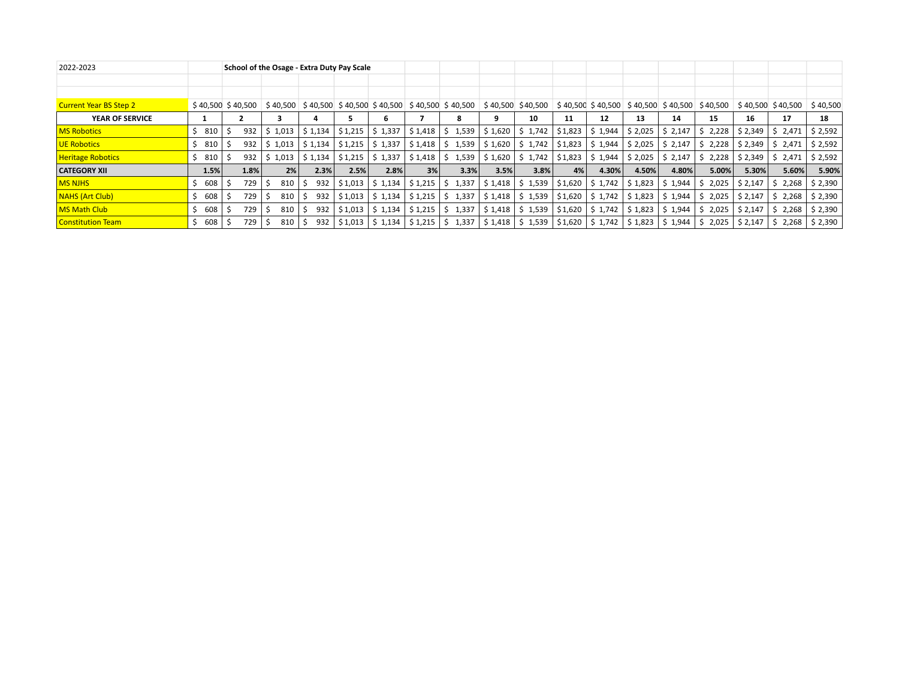| 2022-2023 | | School of the Osage - Extra Duty Pay Scale | | | | | | | | | | | | | | | | |
|---|---|---|---|---|---|---|---|---|---|---|---|---|---|---|---|---|---|---|
| | | | | | | | | | | | | | | | | | | |
| | | | | | | | | | | | | | | | | | | |
| Current Year BS Step 2 | $ 40,500 | $ 40,500 | $ 40,500 | $ 40,500 | $ 40,500 | $ 40,500 | $ 40,500 | $ 40,500 | $ 40,500 | $40,500 | $ 40,500 | $ 40,500 | $ 40,500 | $ 40,500 | $40,500 | $ 40,500 | $ 40,500 | $ 40,500 |
| **YEAR OF SERVICE** | **1** | **2** | **3** | **4** | **5** | **6** | **7** | **8** | **9** | **10** | **11** | **12** | **13** | **14** | **15** | **16** | **17** | **18** |
| MS Robotics | $ 810 | $ 932 | $ 1,013 | $ 1,134 | $ 1,215 | $ 1,337 | $ 1,418 | $ 1,539 | $ 1,620 | $ 1,742 | $1,823 | $ 1,944 | $ 2,025 | $ 2,147 | $ 2,228 | $ 2,349 | $ 2,471 | $ 2,592 |
| UE Robotics | $ 810 | $ 932 | $ 1,013 | $ 1,134 | $ 1,215 | $ 1,337 | $ 1,418 | $ 1,539 | $ 1,620 | $ 1,742 | $1,823 | $ 1,944 | $ 2,025 | $ 2,147 | $ 2,228 | $ 2,349 | $ 2,471 | $ 2,592 |
| Heritage Robotics | $ 810 | $ 932 | $ 1,013 | $ 1,134 | $ 1,215 | $ 1,337 | $ 1,418 | $ 1,539 | $ 1,620 | $ 1,742 | $1,823 | $ 1,944 | $ 2,025 | $ 2,147 | $ 2,228 | $ 2,349 | $ 2,471 | $ 2,592 |
| **CATEGORY XII** | **1.5%** | **1.8%** | **2%** | **2.3%** | **2.5%** | **2.8%** | **3%** | **3.3%** | **3.5%** | **3.8%** | **4%** | **4.30%** | **4.50%** | **4.80%** | **5.00%** | **5.30%** | **5.60%** | **5.90%** |
| MS NJHS | $ 608 | $ 729 | $ 810 | $ 932 | $ 1,013 | $ 1,134 | $ 1,215 | $ 1,337 | $ 1,418 | $ 1,539 | $1,620 | $ 1,742 | $ 1,823 | $ 1,944 | $ 2,025 | $ 2,147 | $ 2,268 | $ 2,390 |
| NAHS (Art Club) | $ 608 | $ 729 | $ 810 | $ 932 | $ 1,013 | $ 1,134 | $ 1,215 | $ 1,337 | $ 1,418 | $ 1,539 | $1,620 | $ 1,742 | $ 1,823 | $ 1,944 | $ 2,025 | $ 2,147 | $ 2,268 | $ 2,390 |
| MS Math Club | $ 608 | $ 729 | $ 810 | $ 932 | $ 1,013 | $ 1,134 | $ 1,215 | $ 1,337 | $ 1,418 | $ 1,539 | $1,620 | $ 1,742 | $ 1,823 | $ 1,944 | $ 2,025 | $ 2,147 | $ 2,268 | $ 2,390 |
| Constitution Team | $ 608 | $ 729 | $ 810 | $ 932 | $ 1,013 | $ 1,134 | $ 1,215 | $ 1,337 | $ 1,418 | $ 1,539 | $1,620 | $ 1,742 | $ 1,823 | $ 1,944 | $ 2,025 | $ 2,147 | $ 2,268 | $ 2,390 |